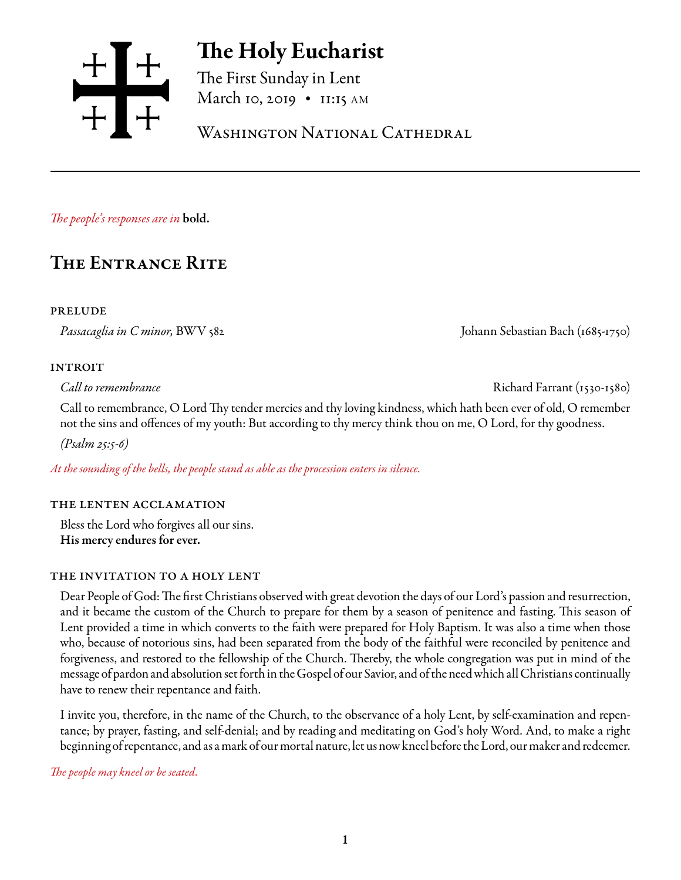# The Holy Eucharist

The First Sunday in Lent
March 10, 2019 • 11:15 AM

Washington National Cathedral

*The people's responses are in* **bold.**

## The Entrance Rite

### PRELUDE

*Passacaglia in C minor,* BWV 582 — Johann Sebastian Bach (1685-1750)

### INTROIT

*Call to remembrance* — Richard Farrant (1530-1580)

Call to remembrance, O Lord Thy tender mercies and thy loving kindness, which hath been ever of old, O remember not the sins and offences of my youth: But according to thy mercy think thou on me, O Lord, for thy goodness.

*(Psalm 25:5-6)*

*At the sounding of the bells, the people stand as able as the procession enters in silence.*

### THE LENTEN ACCLAMATION

Bless the Lord who forgives all our sins.
**His mercy endures for ever.**

### THE INVITATION TO A HOLY LENT

Dear People of God: The first Christians observed with great devotion the days of our Lord's passion and resurrection, and it became the custom of the Church to prepare for them by a season of penitence and fasting. This season of Lent provided a time in which converts to the faith were prepared for Holy Baptism. It was also a time when those who, because of notorious sins, had been separated from the body of the faithful were reconciled by penitence and forgiveness, and restored to the fellowship of the Church. Thereby, the whole congregation was put in mind of the message of pardon and absolution set forth in the Gospel of our Savior, and of the need which all Christians continually have to renew their repentance and faith.

I invite you, therefore, in the name of the Church, to the observance of a holy Lent, by self-examination and repentance; by prayer, fasting, and self-denial; and by reading and meditating on God's holy Word. And, to make a right beginning of repentance, and as a mark of our mortal nature, let us now kneel before the Lord, our maker and redeemer.

*The people may kneel or be seated.*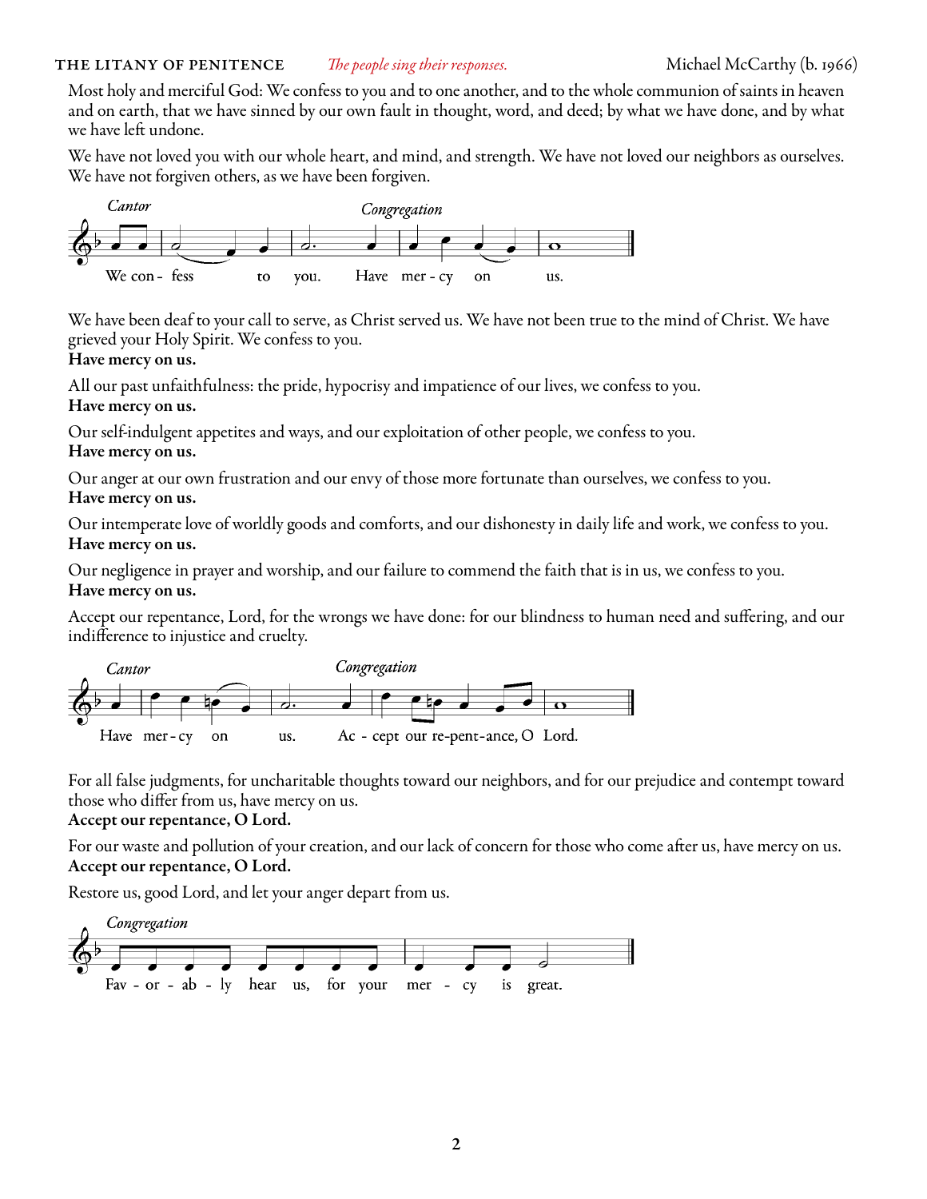**THE LITANY OF PENITENCE** *The people sing their responses.* Michael McCarthy (b. 1966)

Most holy and merciful God: We confess to you and to one another, and to the whole communion of saints in heaven and on earth, that we have sinned by our own fault in thought, word, and deed; by what we have done, and by what we have left undone.

We have not loved you with our whole heart, and mind, and strength. We have not loved our neighbors as ourselves. We have not forgiven others, as we have been forgiven.

*Cantor* We con - fess to you. *Congregation* Have mer - cy on us.

We have been deaf to your call to serve, as Christ served us. We have not been true to the mind of Christ. We have grieved your Holy Spirit. We confess to you.
**Have mercy on us.**

All our past unfaithfulness: the pride, hypocrisy and impatience of our lives, we confess to you.
**Have mercy on us.**

Our self-indulgent appetites and ways, and our exploitation of other people, we confess to you.
**Have mercy on us.**

Our anger at our own frustration and our envy of those more fortunate than ourselves, we confess to you.
**Have mercy on us.**

Our intemperate love of worldly goods and comforts, and our dishonesty in daily life and work, we confess to you.
**Have mercy on us.**

Our negligence in prayer and worship, and our failure to commend the faith that is in us, we confess to you.
**Have mercy on us.**

Accept our repentance, Lord, for the wrongs we have done: for our blindness to human need and suffering, and our indifference to injustice and cruelty.

*Cantor* Have mer - cy on us. *Congregation* Ac - cept our re-pent-ance, O Lord.

For all false judgments, for uncharitable thoughts toward our neighbors, and for our prejudice and contempt toward those who differ from us, have mercy on us.
**Accept our repentance, O Lord.**

For our waste and pollution of your creation, and our lack of concern for those who come after us, have mercy on us.
**Accept our repentance, O Lord.**

Restore us, good Lord, and let your anger depart from us.

*Congregation* Fav - or - ab - ly hear us, for your mer - cy is great.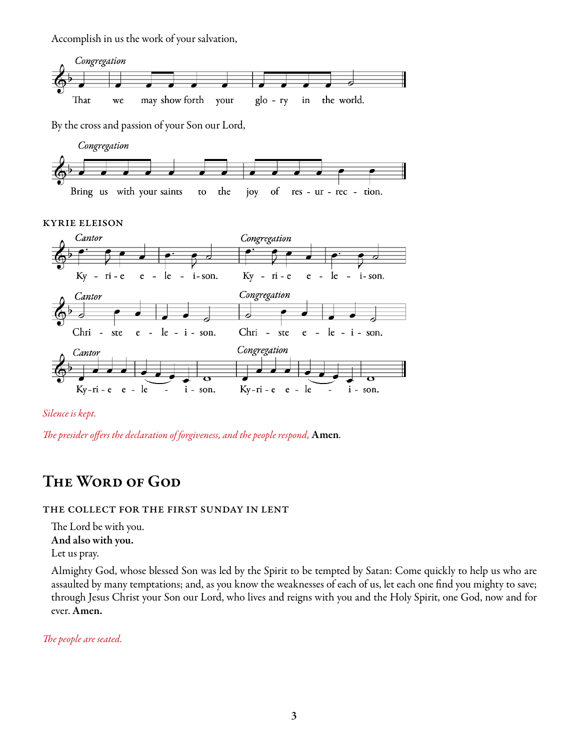Accomplish in us the work of your salvation,

*Congregation*

That we may show forth your glo - ry in the world.

By the cross and passion of your Son our Lord,

*Congregation*

Bring us with your saints to the joy of res - ur - rec - tion.

### KYRIE ELEISON

*Cantor*

Ky - ri - e e - le - i - son.

*Congregation*

Ky - ri - e e - le - i - son.

*Cantor*

Chri - ste e - le - i - son.

*Congregation*

Chri - ste e - le - i - son.

*Cantor*

Ky - ri - e e - le - i - son.

*Congregation*

Ky - ri - e e - le - i - son.

*Silence is kept.*

*The presider offers the declaration of forgiveness, and the people respond,* **Amen**.

## The Word of God

### THE COLLECT FOR THE FIRST SUNDAY IN LENT

The Lord be with you.
**And also with you.**
Let us pray.

Almighty God, whose blessed Son was led by the Spirit to be tempted by Satan: Come quickly to help us who are assaulted by many temptations; and, as you know the weaknesses of each of us, let each one find you mighty to save; through Jesus Christ your Son our Lord, who lives and reigns with you and the Holy Spirit, one God, now and for ever. **Amen.**

*The people are seated.*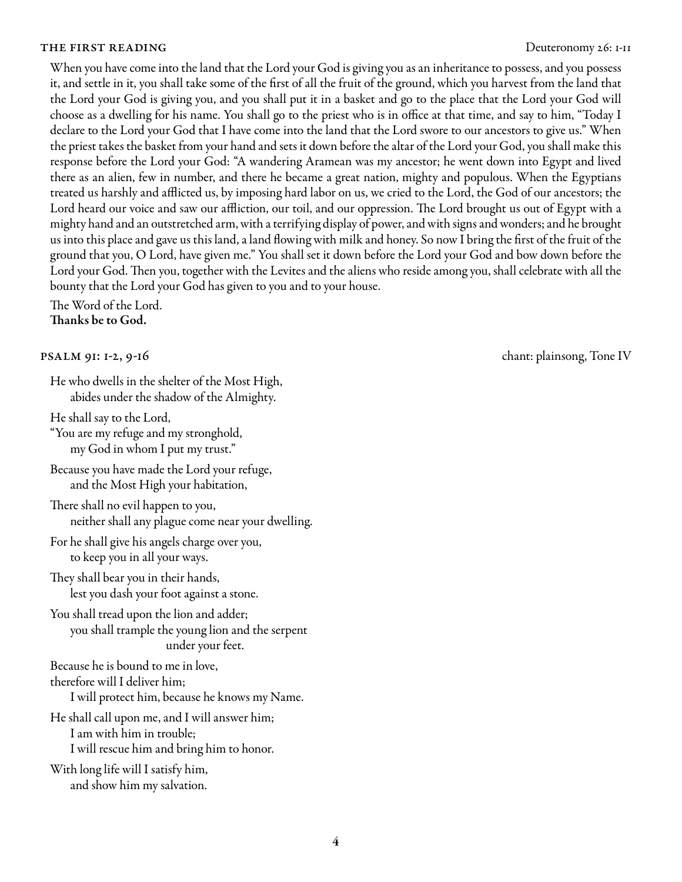## THE FIRST READING

Deuteronomy 26: 1-11

When you have come into the land that the Lord your God is giving you as an inheritance to possess, and you possess it, and settle in it, you shall take some of the first of all the fruit of the ground, which you harvest from the land that the Lord your God is giving you, and you shall put it in a basket and go to the place that the Lord your God will choose as a dwelling for his name. You shall go to the priest who is in office at that time, and say to him, "Today I declare to the Lord your God that I have come into the land that the Lord swore to our ancestors to give us." When the priest takes the basket from your hand and sets it down before the altar of the Lord your God, you shall make this response before the Lord your God: "A wandering Aramean was my ancestor; he went down into Egypt and lived there as an alien, few in number, and there he became a great nation, mighty and populous. When the Egyptians treated us harshly and afflicted us, by imposing hard labor on us, we cried to the Lord, the God of our ancestors; the Lord heard our voice and saw our affliction, our toil, and our oppression. The Lord brought us out of Egypt with a mighty hand and an outstretched arm, with a terrifying display of power, and with signs and wonders; and he brought us into this place and gave us this land, a land flowing with milk and honey. So now I bring the first of the fruit of the ground that you, O Lord, have given me." You shall set it down before the Lord your God and bow down before the Lord your God. Then you, together with the Levites and the aliens who reside among you, shall celebrate with all the bounty that the Lord your God has given to you and to your house.

The Word of the Lord.
**Thanks be to God.**

## PSALM 91: 1-2, 9-16

chant: plainsong, Tone IV

He who dwells in the shelter of the Most High,
    abides under the shadow of the Almighty.

He shall say to the Lord,
"You are my refuge and my stronghold,
    my God in whom I put my trust."

Because you have made the Lord your refuge,
    and the Most High your habitation,

There shall no evil happen to you,
    neither shall any plague come near your dwelling.

For he shall give his angels charge over you,
    to keep you in all your ways.

They shall bear you in their hands,
    lest you dash your foot against a stone.

You shall tread upon the lion and adder;
    you shall trample the young lion and the serpent
        under your feet.

Because he is bound to me in love,
therefore will I deliver him;
    I will protect him, because he knows my Name.

He shall call upon me, and I will answer him;
    I am with him in trouble;
    I will rescue him and bring him to honor.

With long life will I satisfy him,
    and show him my salvation.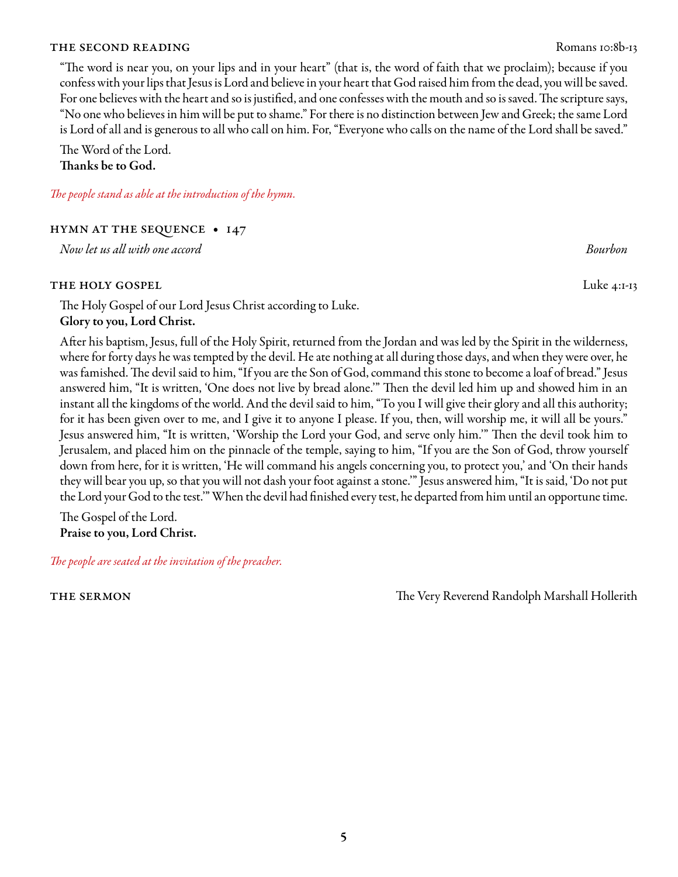## THE SECOND READING — Romans 10:8b-13

"The word is near you, on your lips and in your heart" (that is, the word of faith that we proclaim); because if you confess with your lips that Jesus is Lord and believe in your heart that God raised him from the dead, you will be saved. For one believes with the heart and so is justified, and one confesses with the mouth and so is saved. The scripture says, "No one who believes in him will be put to shame." For there is no distinction between Jew and Greek; the same Lord is Lord of all and is generous to all who call on him. For, "Everyone who calls on the name of the Lord shall be saved."

The Word of the Lord.
**Thanks be to God.**

*The people stand as able at the introduction of the hymn.*

## HYMN AT THE SEQUENCE • 147

*Now let us all with one accord* — *Bourbon*

## THE HOLY GOSPEL — Luke 4:1-13

The Holy Gospel of our Lord Jesus Christ according to Luke.
**Glory to you, Lord Christ.**

After his baptism, Jesus, full of the Holy Spirit, returned from the Jordan and was led by the Spirit in the wilderness, where for forty days he was tempted by the devil. He ate nothing at all during those days, and when they were over, he was famished. The devil said to him, "If you are the Son of God, command this stone to become a loaf of bread." Jesus answered him, "It is written, 'One does not live by bread alone.'" Then the devil led him up and showed him in an instant all the kingdoms of the world. And the devil said to him, "To you I will give their glory and all this authority; for it has been given over to me, and I give it to anyone I please. If you, then, will worship me, it will all be yours." Jesus answered him, "It is written, 'Worship the Lord your God, and serve only him.'" Then the devil took him to Jerusalem, and placed him on the pinnacle of the temple, saying to him, "If you are the Son of God, throw yourself down from here, for it is written, 'He will command his angels concerning you, to protect you,' and 'On their hands they will bear you up, so that you will not dash your foot against a stone.'" Jesus answered him, "It is said, 'Do not put the Lord your God to the test.'" When the devil had finished every test, he departed from him until an opportune time.

The Gospel of the Lord.
**Praise to you, Lord Christ.**

*The people are seated at the invitation of the preacher.*

## THE SERMON — The Very Reverend Randolph Marshall Hollerith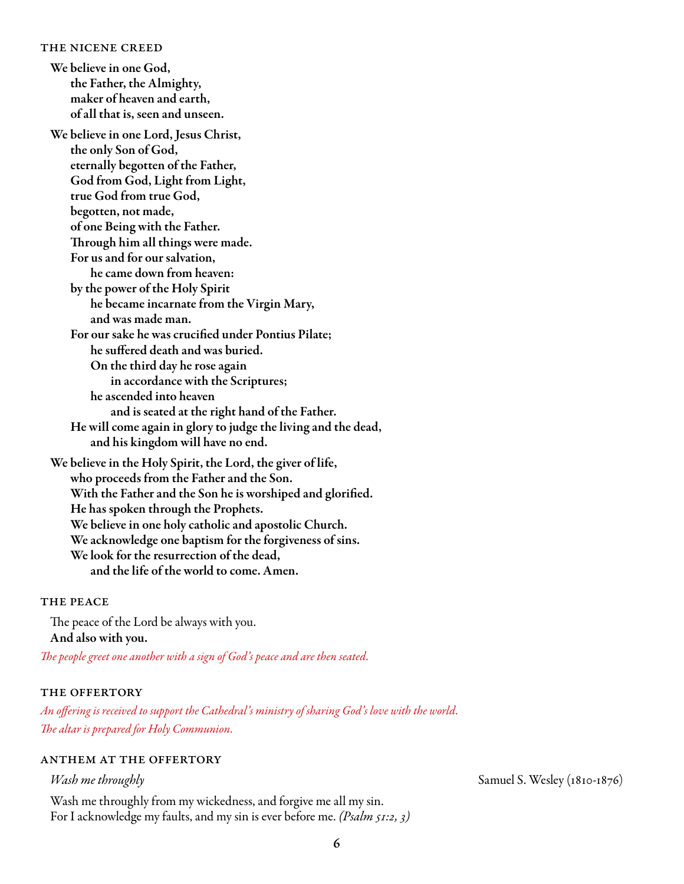## THE NICENE CREED

**We believe in one God,**
**the Father, the Almighty,**
**maker of heaven and earth,**
**of all that is, seen and unseen.**

**We believe in one Lord, Jesus Christ,**
**the only Son of God,**
**eternally begotten of the Father,**
**God from God, Light from Light,**
**true God from true God,**
**begotten, not made,**
**of one Being with the Father.**
**Through him all things were made.**
**For us and for our salvation,**
**he came down from heaven:**
**by the power of the Holy Spirit**
**he became incarnate from the Virgin Mary,**
**and was made man.**
**For our sake he was crucified under Pontius Pilate;**
**he suffered death and was buried.**
**On the third day he rose again**
**in accordance with the Scriptures;**
**he ascended into heaven**
**and is seated at the right hand of the Father.**
**He will come again in glory to judge the living and the dead,**
**and his kingdom will have no end.**

**We believe in the Holy Spirit, the Lord, the giver of life,**
**who proceeds from the Father and the Son.**
**With the Father and the Son he is worshiped and glorified.**
**He has spoken through the Prophets.**
**We believe in one holy catholic and apostolic Church.**
**We acknowledge one baptism for the forgiveness of sins.**
**We look for the resurrection of the dead,**
**and the life of the world to come. Amen.**

## THE PEACE

The peace of the Lord be always with you.
**And also with you.**

*The people greet one another with a sign of God's peace and are then seated.*

## THE OFFERTORY

*An offering is received to support the Cathedral's ministry of sharing God's love with the world.*
*The altar is prepared for Holy Communion.*

## ANTHEM AT THE OFFERTORY

*Wash me throughly* — Samuel S. Wesley (1810-1876)

Wash me throughly from my wickedness, and forgive me all my sin.
For I acknowledge my faults, and my sin is ever before me. *(Psalm 51:2, 3)*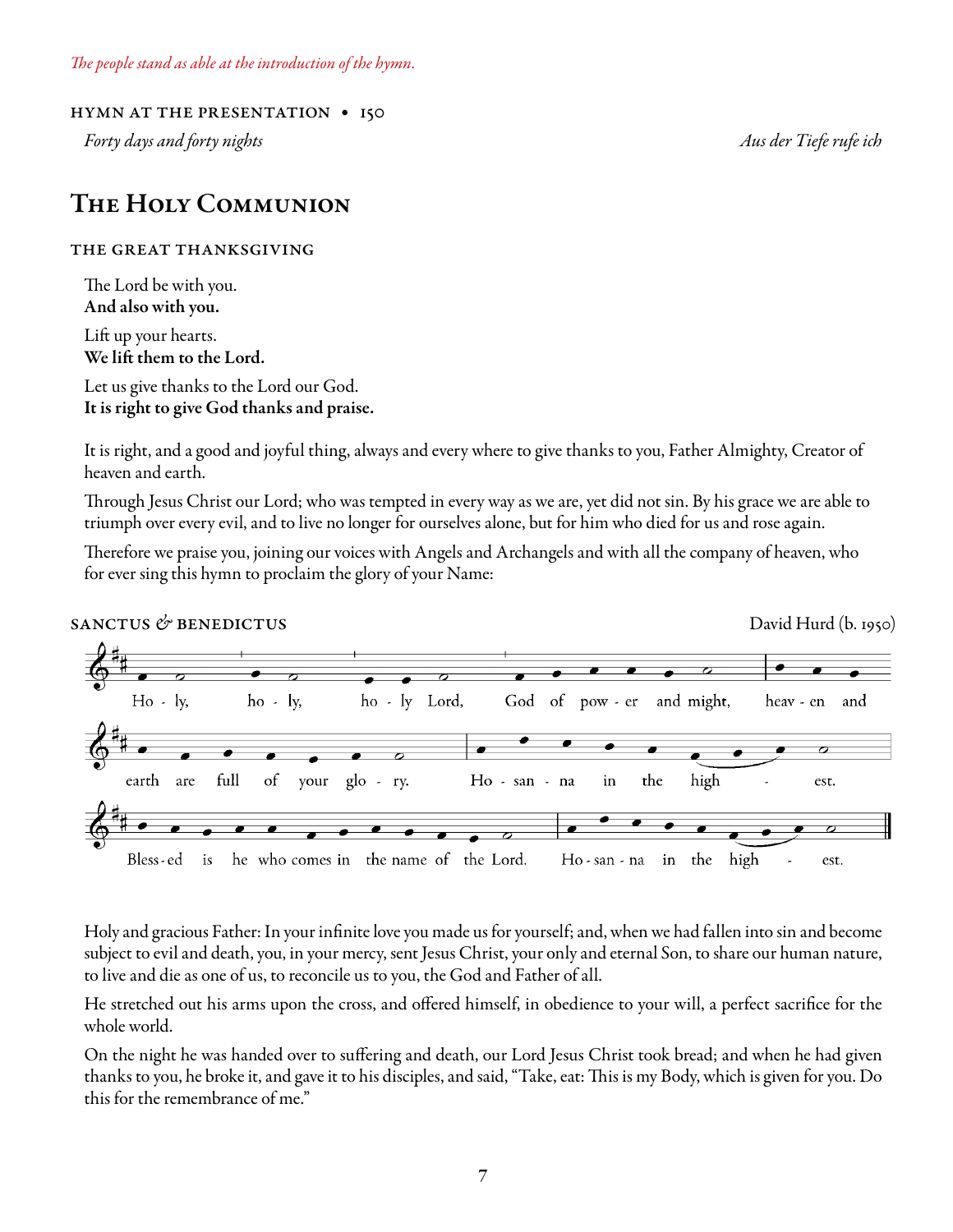*The people stand as able at the introduction of the hymn.*

HYMN AT THE PRESENTATION • 150

*Forty days and forty nights* *Aus der Tiefe rufe ich*

## The Holy Communion

### THE GREAT THANKSGIVING

The Lord be with you.
**And also with you.**

Lift up your hearts.
**We lift them to the Lord.**

Let us give thanks to the Lord our God.
**It is right to give God thanks and praise.**

It is right, and a good and joyful thing, always and every where to give thanks to you, Father Almighty, Creator of heaven and earth.

Through Jesus Christ our Lord; who was tempted in every way as we are, yet did not sin. By his grace we are able to triumph over every evil, and to live no longer for ourselves alone, but for him who died for us and rose again.

Therefore we praise you, joining our voices with Angels and Archangels and with all the company of heaven, who for ever sing this hymn to proclaim the glory of your Name:

SANCTUS & BENEDICTUS David Hurd (b. 1950)

Ho - ly, ho - ly, ho - ly Lord, God of pow - er and might, heav - en and earth are full of your glo - ry. Ho - san - na in the high - est.

Bless - ed is he who comes in the name of the Lord. Ho - san - na in the high - est.

Holy and gracious Father: In your infinite love you made us for yourself; and, when we had fallen into sin and become subject to evil and death, you, in your mercy, sent Jesus Christ, your only and eternal Son, to share our human nature, to live and die as one of us, to reconcile us to you, the God and Father of all.

He stretched out his arms upon the cross, and offered himself, in obedience to your will, a perfect sacrifice for the whole world.

On the night he was handed over to suffering and death, our Lord Jesus Christ took bread; and when he had given thanks to you, he broke it, and gave it to his disciples, and said, "Take, eat: This is my Body, which is given for you. Do this for the remembrance of me."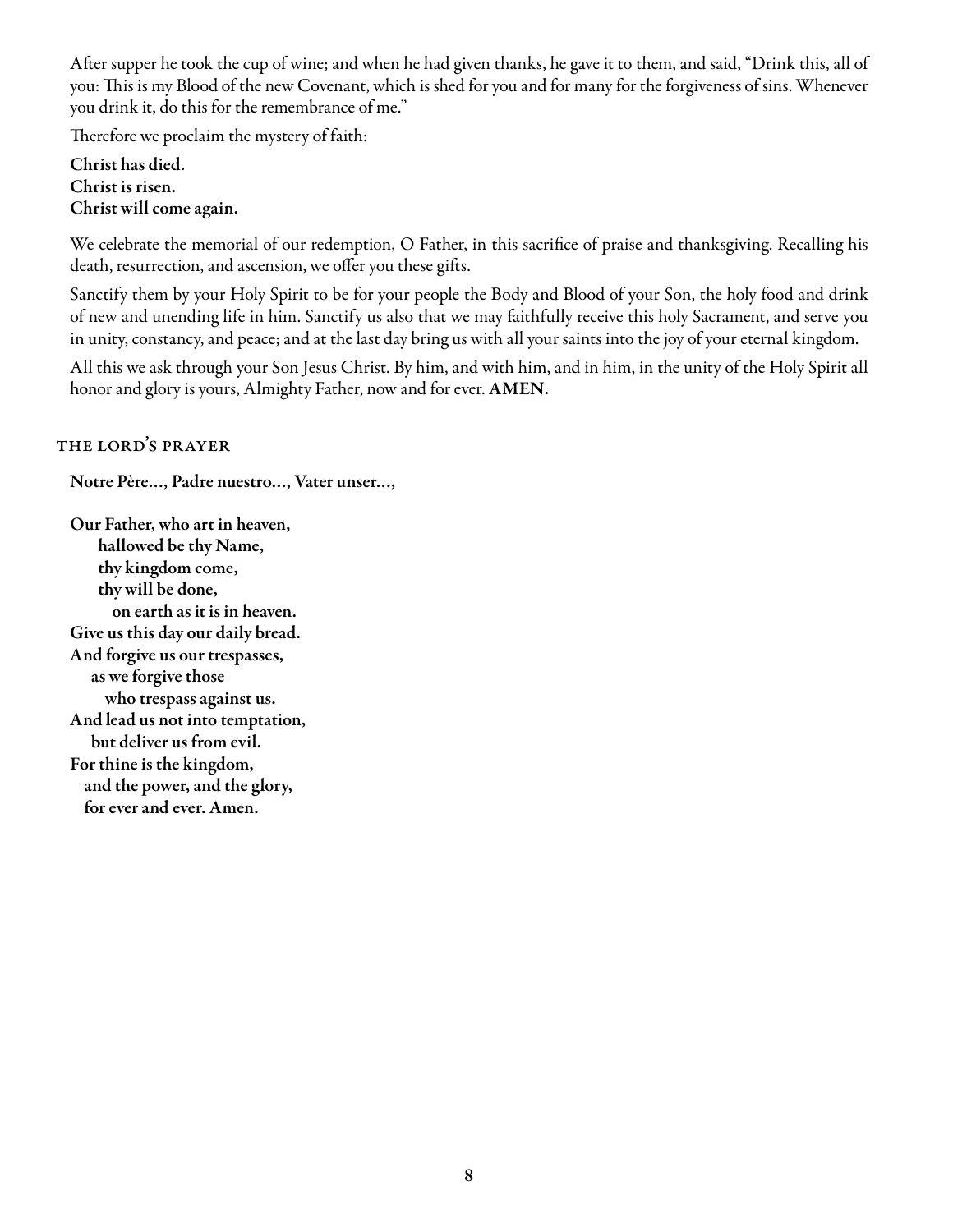After supper he took the cup of wine; and when he had given thanks, he gave it to them, and said, "Drink this, all of you: This is my Blood of the new Covenant, which is shed for you and for many for the forgiveness of sins. Whenever you drink it, do this for the remembrance of me."

Therefore we proclaim the mystery of faith:

**Christ has died.**
**Christ is risen.**
**Christ will come again.**

We celebrate the memorial of our redemption, O Father, in this sacrifice of praise and thanksgiving. Recalling his death, resurrection, and ascension, we offer you these gifts.

Sanctify them by your Holy Spirit to be for your people the Body and Blood of your Son, the holy food and drink of new and unending life in him. Sanctify us also that we may faithfully receive this holy Sacrament, and serve you in unity, constancy, and peace; and at the last day bring us with all your saints into the joy of your eternal kingdom.

All this we ask through your Son Jesus Christ. By him, and with him, and in him, in the unity of the Holy Spirit all honor and glory is yours, Almighty Father, now and for ever. **AMEN.**

## THE LORD'S PRAYER

**Notre Père…, Padre nuestro…, Vater unser…,**

**Our Father, who art in heaven,**
**hallowed be thy Name,**
**thy kingdom come,**
**thy will be done,**
**on earth as it is in heaven.**
**Give us this day our daily bread.**
**And forgive us our trespasses,**
**as we forgive those**
**who trespass against us.**
**And lead us not into temptation,**
**but deliver us from evil.**
**For thine is the kingdom,**
**and the power, and the glory,**
**for ever and ever. Amen.**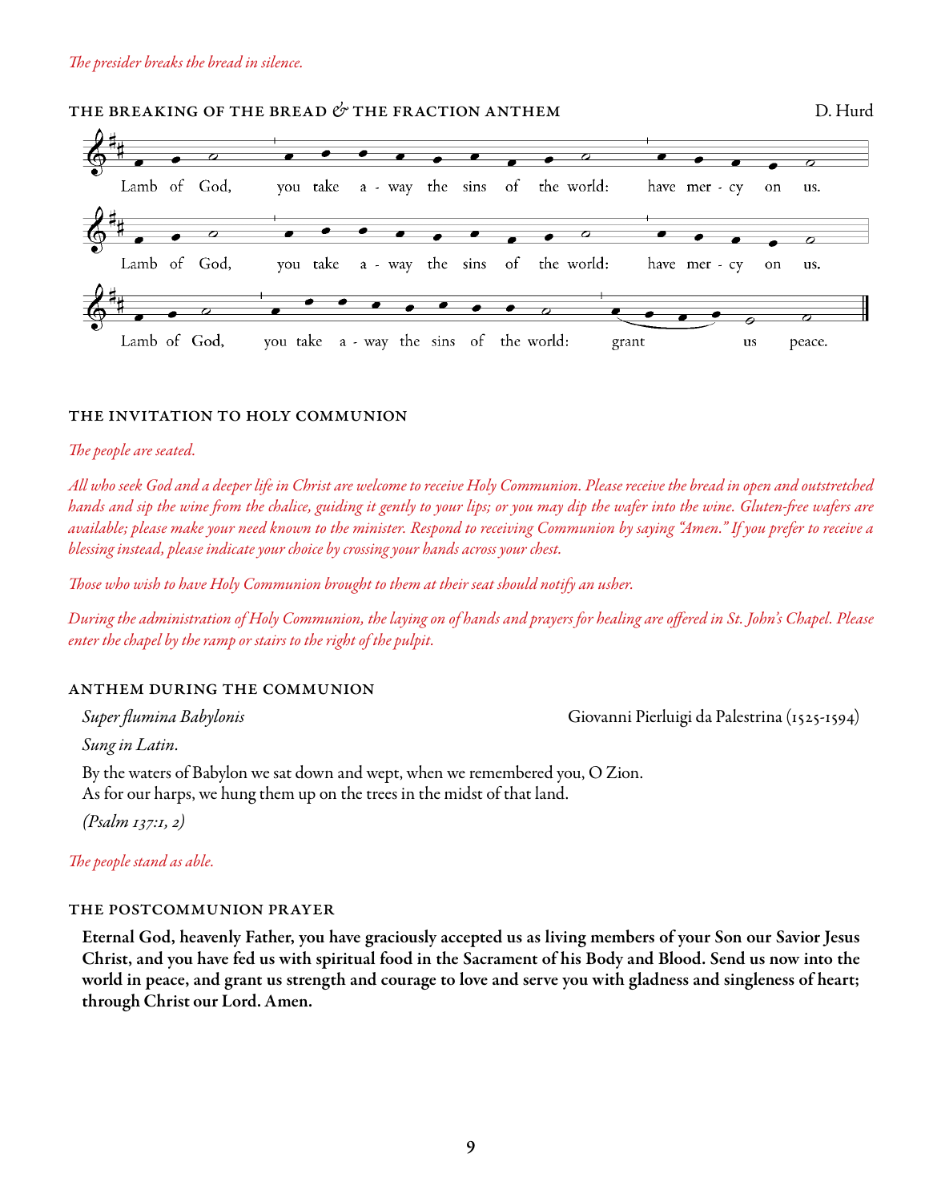*The presider breaks the bread in silence.*

### THE BREAKING OF THE BREAD & THE FRACTION ANTHEM

D. Hurd

Lamb of God, you take a - way the sins of the world: have mer - cy on us.

Lamb of God, you take a - way the sins of the world: have mer - cy on us.

Lamb of God, you take a - way the sins of the world: grant us peace.

### THE INVITATION TO HOLY COMMUNION

*The people are seated.*

*All who seek God and a deeper life in Christ are welcome to receive Holy Communion. Please receive the bread in open and outstretched hands and sip the wine from the chalice, guiding it gently to your lips; or you may dip the wafer into the wine. Gluten-free wafers are available; please make your need known to the minister. Respond to receiving Communion by saying "Amen." If you prefer to receive a blessing instead, please indicate your choice by crossing your hands across your chest.*

*Those who wish to have Holy Communion brought to them at their seat should notify an usher.*

*During the administration of Holy Communion, the laying on of hands and prayers for healing are offered in St. John's Chapel. Please enter the chapel by the ramp or stairs to the right of the pulpit.*

### ANTHEM DURING THE COMMUNION

*Super flumina Babylonis* — Giovanni Pierluigi da Palestrina (1525-1594)

*Sung in Latin.*

By the waters of Babylon we sat down and wept, when we remembered you, O Zion.
As for our harps, we hung them up on the trees in the midst of that land.

*(Psalm 137:1, 2)*

*The people stand as able.*

### THE POSTCOMMUNION PRAYER

**Eternal God, heavenly Father, you have graciously accepted us as living members of your Son our Savior Jesus Christ, and you have fed us with spiritual food in the Sacrament of his Body and Blood. Send us now into the world in peace, and grant us strength and courage to love and serve you with gladness and singleness of heart; through Christ our Lord. Amen.**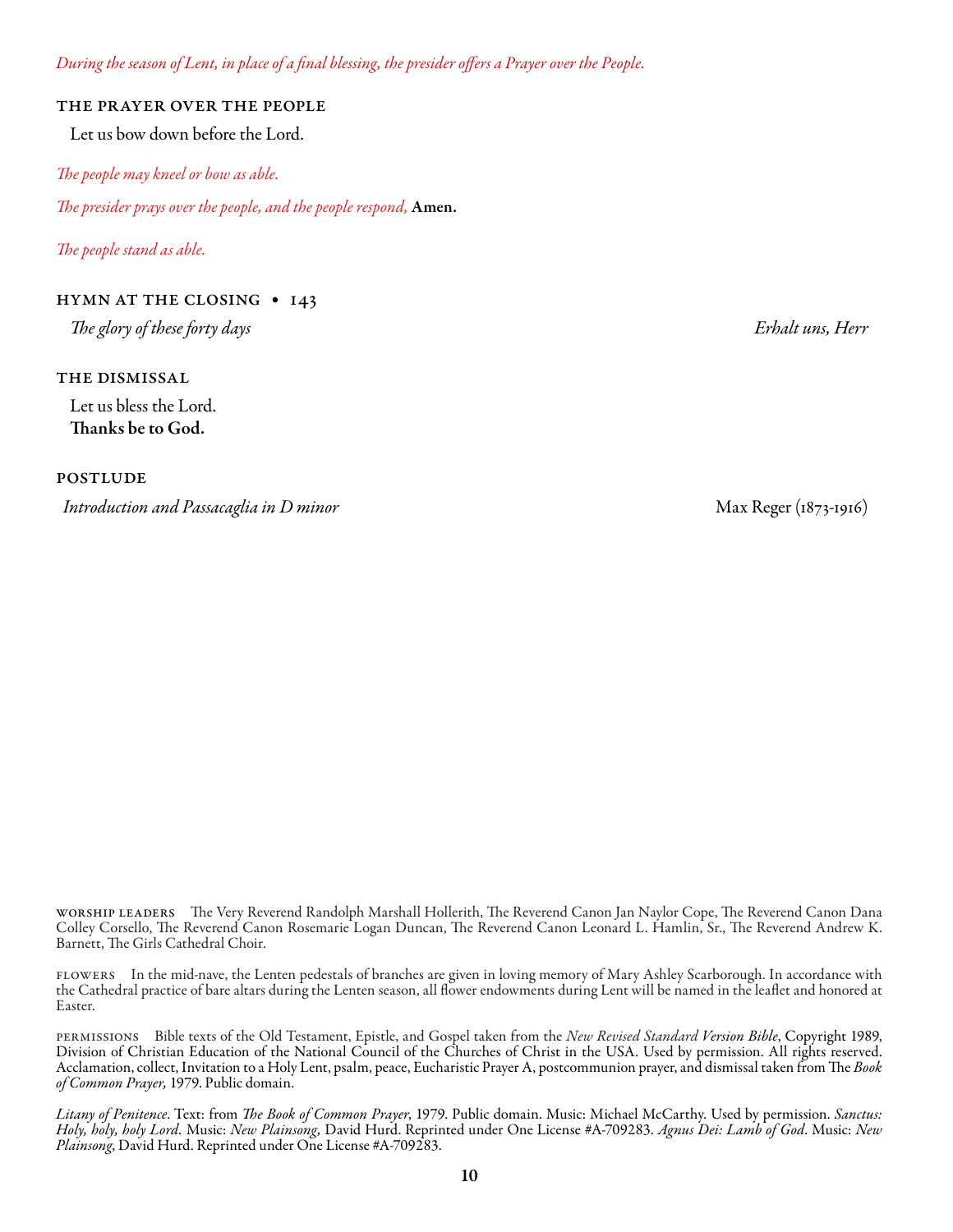*During the season of Lent, in place of a final blessing, the presider offers a Prayer over the People.*

### THE PRAYER OVER THE PEOPLE

Let us bow down before the Lord.

*The people may kneel or bow as able.*

*The presider prays over the people, and the people respond,* **Amen.**

*The people stand as able.*

### HYMN AT THE CLOSING • 143

*The glory of these forty days* — *Erhalt uns, Herr*

### THE DISMISSAL

Let us bless the Lord.
**Thanks be to God.**

### POSTLUDE

*Introduction and Passacaglia in D minor* — Max Reger (1873-1916)

WORSHIP LEADERS The Very Reverend Randolph Marshall Hollerith, The Reverend Canon Jan Naylor Cope, The Reverend Canon Dana Colley Corsello, The Reverend Canon Rosemarie Logan Duncan, The Reverend Canon Leonard L. Hamlin, Sr., The Reverend Andrew K. Barnett, The Girls Cathedral Choir.

FLOWERS In the mid-nave, the Lenten pedestals of branches are given in loving memory of Mary Ashley Scarborough. In accordance with the Cathedral practice of bare altars during the Lenten season, all flower endowments during Lent will be named in the leaflet and honored at Easter.

PERMISSIONS Bible texts of the Old Testament, Epistle, and Gospel taken from the *New Revised Standard Version Bible*, Copyright 1989, Division of Christian Education of the National Council of the Churches of Christ in the USA. Used by permission. All rights reserved. Acclamation, collect, Invitation to a Holy Lent, psalm, peace, Eucharistic Prayer A, postcommunion prayer, and dismissal taken from The *Book of Common Prayer,* 1979. Public domain.

*Litany of Penitence*. Text: from *The Book of Common Prayer*, 1979. Public domain. Music: Michael McCarthy. Used by permission. *Sanctus: Holy, holy, holy Lord*. Music: *New Plainsong,* David Hurd. Reprinted under One License #A-709283. *Agnus Dei: Lamb of God*. Music: *New Plainsong*, David Hurd. Reprinted under One License #A-709283.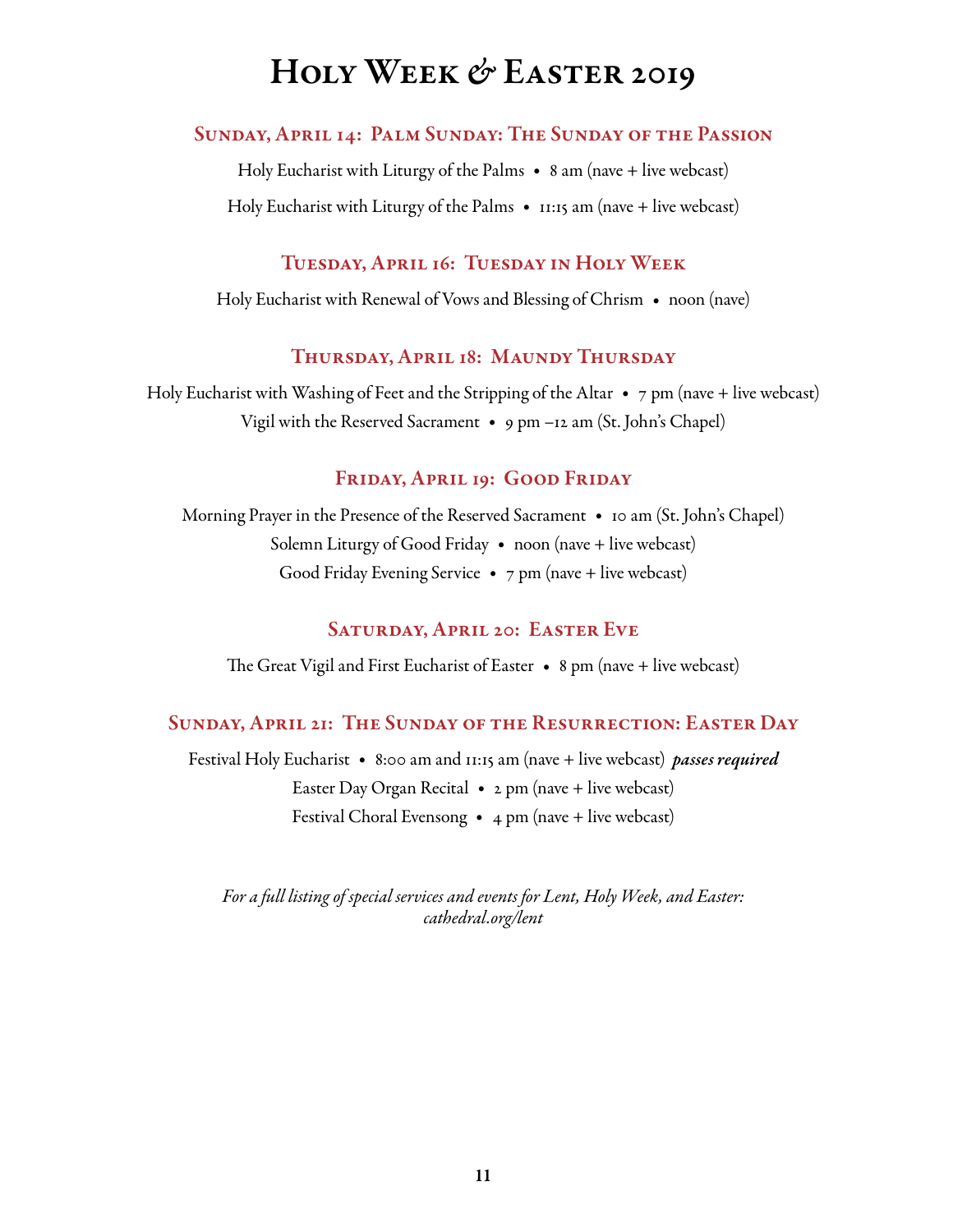# Holy Week & Easter 2019

## Sunday, April 14: Palm Sunday: The Sunday of the Passion

Holy Eucharist with Liturgy of the Palms • 8 am (nave + live webcast)

Holy Eucharist with Liturgy of the Palms • 11:15 am (nave + live webcast)

## Tuesday, April 16: Tuesday in Holy Week

Holy Eucharist with Renewal of Vows and Blessing of Chrism • noon (nave)

## Thursday, April 18: Maundy Thursday

Holy Eucharist with Washing of Feet and the Stripping of the Altar • 7 pm (nave + live webcast)

Vigil with the Reserved Sacrament • 9 pm –12 am (St. John's Chapel)

## Friday, April 19: Good Friday

Morning Prayer in the Presence of the Reserved Sacrament • 10 am (St. John's Chapel)

Solemn Liturgy of Good Friday • noon (nave + live webcast)

Good Friday Evening Service • 7 pm (nave + live webcast)

## Saturday, April 20: Easter Eve

The Great Vigil and First Eucharist of Easter • 8 pm (nave + live webcast)

## Sunday, April 21: The Sunday of the Resurrection: Easter Day

Festival Holy Eucharist • 8:00 am and 11:15 am (nave + live webcast) ***passes required***

Easter Day Organ Recital • 2 pm (nave + live webcast)

Festival Choral Evensong • 4 pm (nave + live webcast)

*For a full listing of special services and events for Lent, Holy Week, and Easter: cathedral.org/lent*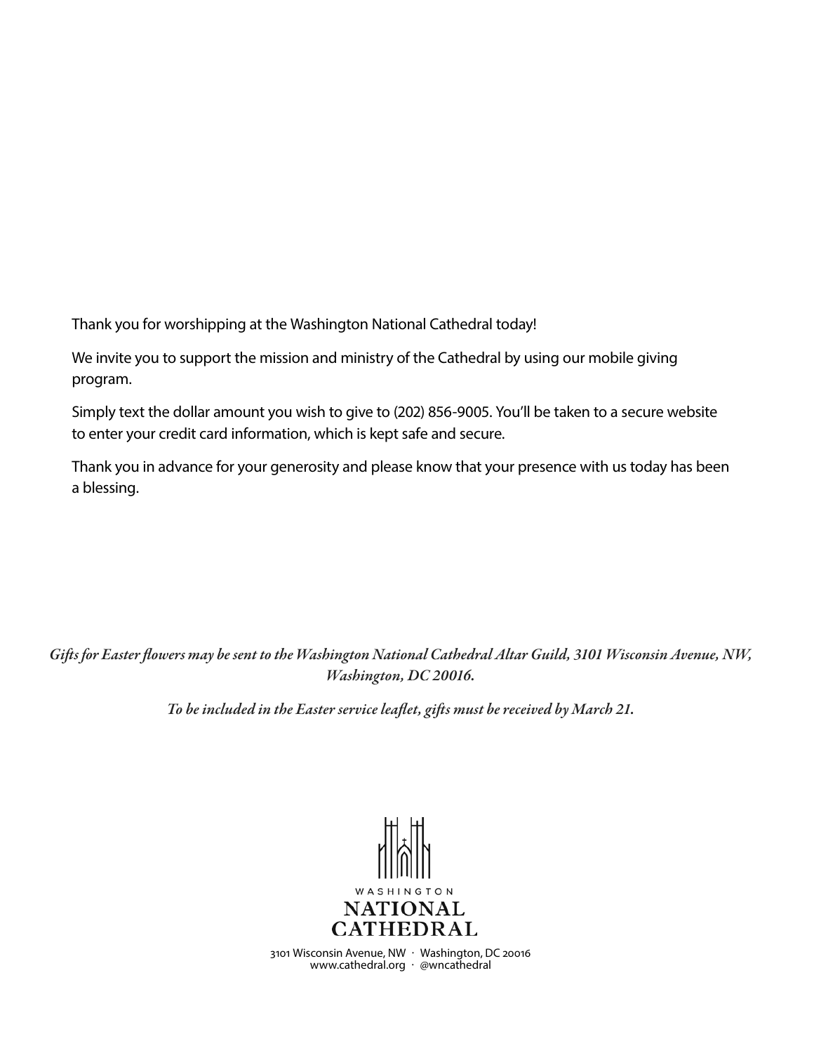Thank you for worshipping at the Washington National Cathedral today!

We invite you to support the mission and ministry of the Cathedral by using our mobile giving program.

Simply text the dollar amount you wish to give to (202) 856-9005. You'll be taken to a secure website to enter your credit card information, which is kept safe and secure.

Thank you in advance for your generosity and please know that your presence with us today has been a blessing.

*Gifts for Easter flowers may be sent to the Washington National Cathedral Altar Guild, 3101 Wisconsin Avenue, NW, Washington, DC 20016.*

*To be included in the Easter service leaflet, gifts must be received by March 21.*

WASHINGTON
NATIONAL
CATHEDRAL

3101 Wisconsin Avenue, NW · Washington, DC 20016
www.cathedral.org · @wncathedral